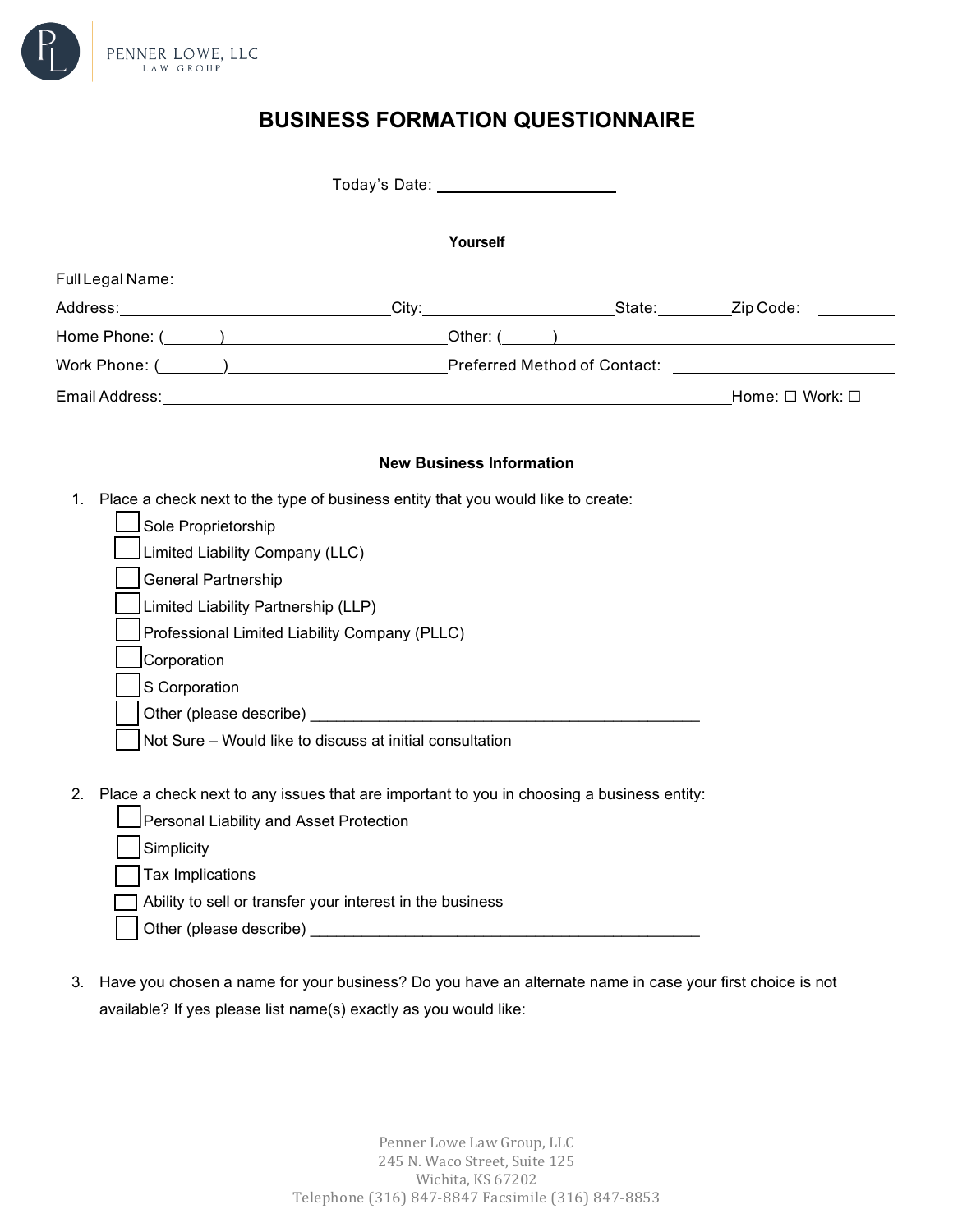PENNER LOWE, LLC
LAW GROUP

# BUSINESS FORMATION QUESTIONNAIRE

Today's Date: ____________________

### Yourself

Full Legal Name: ______________________________________________________________

Address: ______________________________ City: ____________________ State: ________ Zip Code: __________

Home Phone: (______) ________________________ Other: (______) ________________________________________

Work Phone: (_______) ________________________ Preferred Method of Contact: ________________________

Email Address: __________________________________________________________ Home: ☐ Work: ☐

### New Business Information

1. Place a check next to the type of business entity that you would like to create:
   - ☐ Sole Proprietorship
   - ☐ Limited Liability Company (LLC)
   - ☐ General Partnership
   - ☐ Limited Liability Partnership (LLP)
   - ☐ Professional Limited Liability Company (PLLC)
   - ☐ Corporation
   - ☐ S Corporation
   - ☐ Other (please describe) ____________________________________________
   - ☐ Not Sure – Would like to discuss at initial consultation

2. Place a check next to any issues that are important to you in choosing a business entity:
   - ☐ Personal Liability and Asset Protection
   - ☐ Simplicity
   - ☐ Tax Implications
   - ☐ Ability to sell or transfer your interest in the business
   - ☐ Other (please describe) ____________________________________________

3. Have you chosen a name for your business? Do you have an alternate name in case your first choice is not available? If yes please list name(s) exactly as you would like:

Penner Lowe Law Group, LLC
245 N. Waco Street, Suite 125
Wichita, KS 67202
Telephone (316) 847-8847 Facsimile (316) 847-8853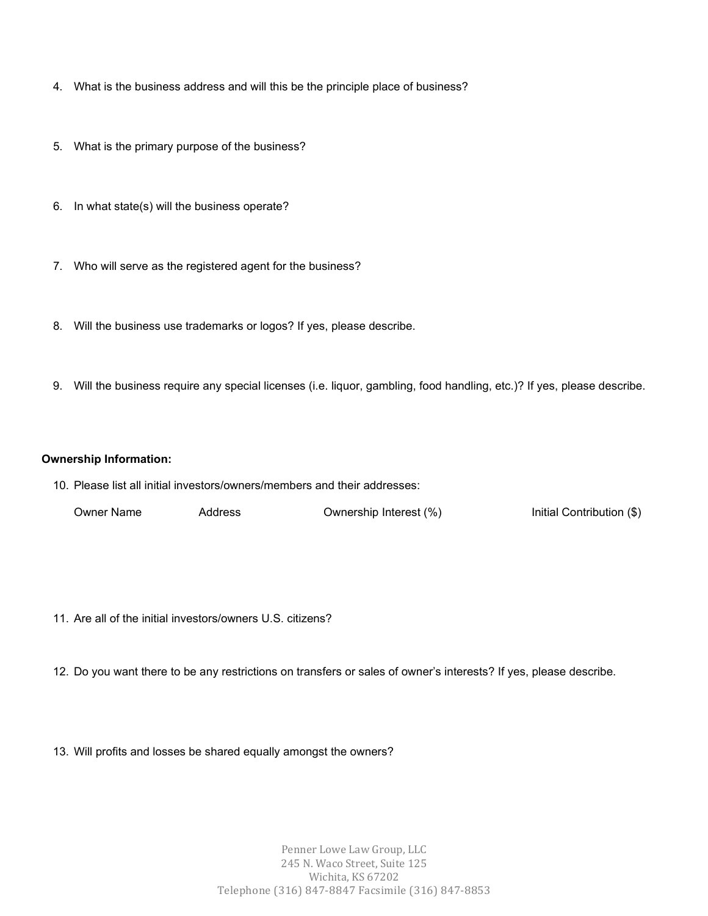4. What is the business address and will this be the principle place of business?

5. What is the primary purpose of the business?

6. In what state(s) will the business operate?

7. Who will serve as the registered agent for the business?

8. Will the business use trademarks or logos? If yes, please describe.

9. Will the business require any special licenses (i.e. liquor, gambling, food handling, etc.)? If yes, please describe.

**Ownership Information:**

10. Please list all initial investors/owners/members and their addresses:

| Owner Name | Address | Ownership Interest (%) | Initial Contribution ($) |
| --- | --- | --- | --- |
| | | | |

11. Are all of the initial investors/owners U.S. citizens?

12. Do you want there to be any restrictions on transfers or sales of owner's interests? If yes, please describe.

13. Will profits and losses be shared equally amongst the owners?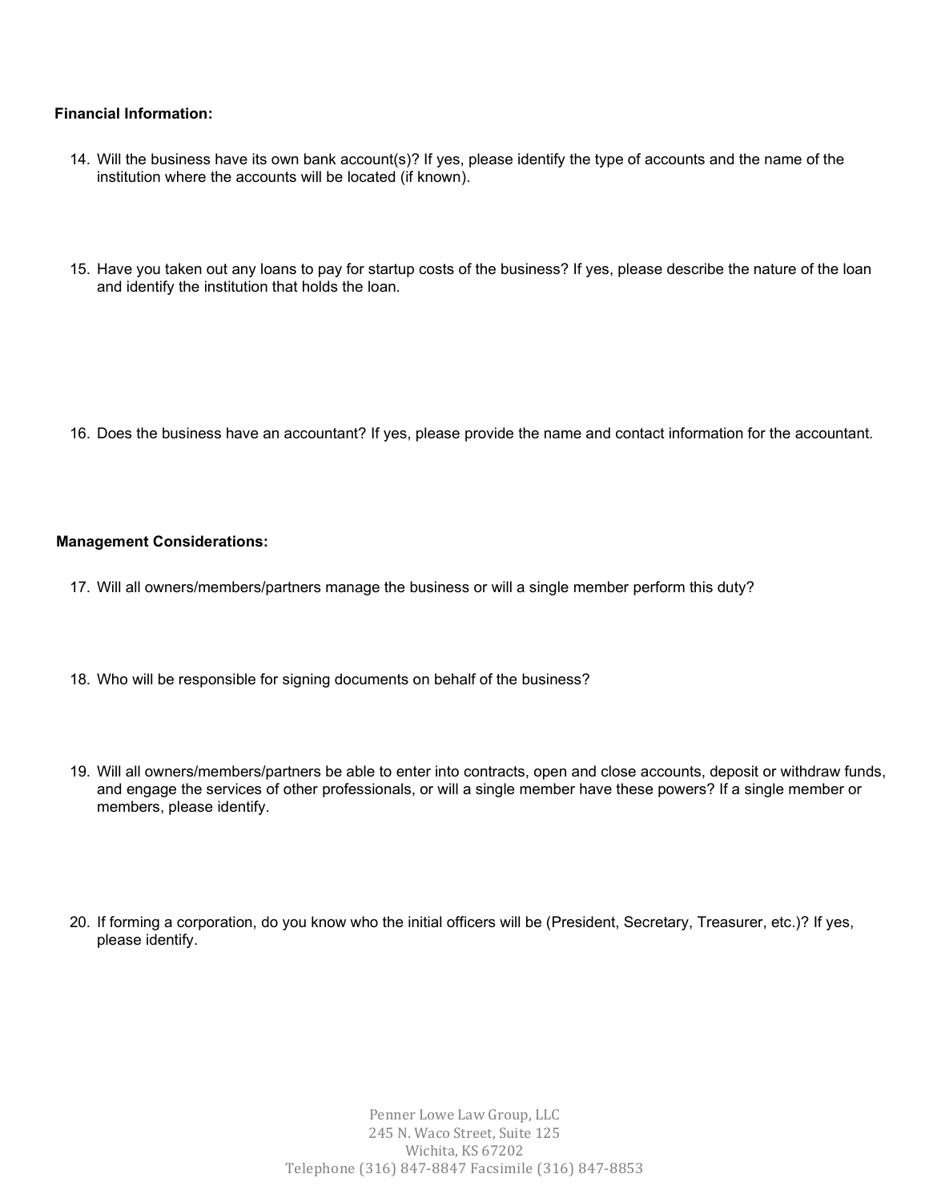**Financial Information:**

14. Will the business have its own bank account(s)? If yes, please identify the type of accounts and the name of the institution where the accounts will be located (if known).

15. Have you taken out any loans to pay for startup costs of the business? If yes, please describe the nature of the loan and identify the institution that holds the loan.

16. Does the business have an accountant? If yes, please provide the name and contact information for the accountant.

**Management Considerations:**

17. Will all owners/members/partners manage the business or will a single member perform this duty?

18. Who will be responsible for signing documents on behalf of the business?

19. Will all owners/members/partners be able to enter into contracts, open and close accounts, deposit or withdraw funds, and engage the services of other professionals, or will a single member have these powers? If a single member or members, please identify.

20. If forming a corporation, do you know who the initial officers will be (President, Secretary, Treasurer, etc.)? If yes, please identify.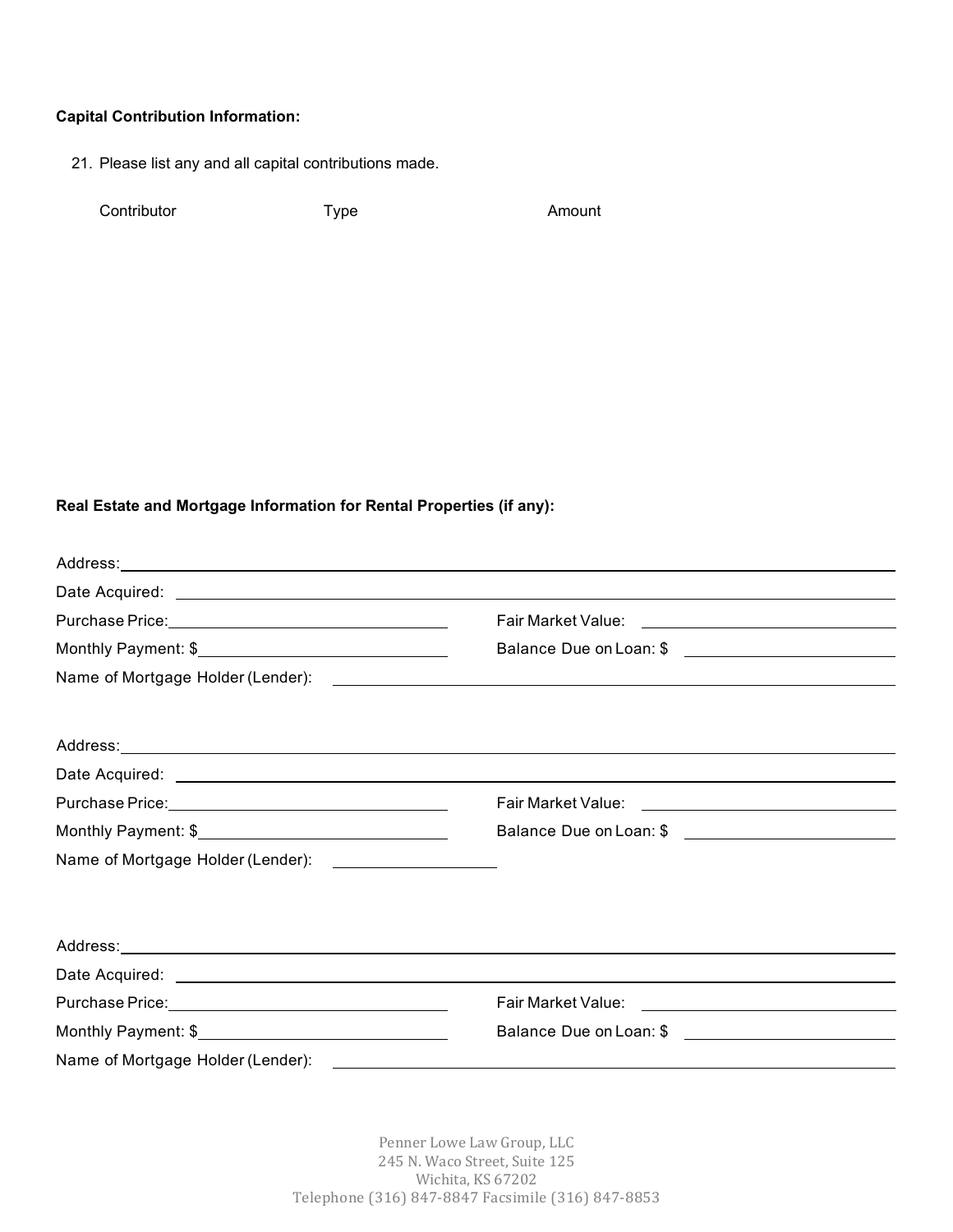**Capital Contribution Information:**

21. Please list any and all capital contributions made.

| Contributor | Type | Amount |
| --- | --- | --- |
| | | |

**Real Estate and Mortgage Information for Rental Properties (if any):**

Address: ____________________

Date Acquired: ____________________

Purchase Price: ____________________ Fair Market Value: ____________________

Monthly Payment: $ ____________________ Balance Due on Loan: $ ____________________

Name of Mortgage Holder (Lender): ____________________

Address: ____________________

Date Acquired: ____________________

Purchase Price: ____________________ Fair Market Value: ____________________

Monthly Payment: $ ____________________ Balance Due on Loan: $ ____________________

Name of Mortgage Holder (Lender): ____________________

Address: ____________________

Date Acquired: ____________________

Purchase Price: ____________________ Fair Market Value: ____________________

Monthly Payment: $ ____________________ Balance Due on Loan: $ ____________________

Name of Mortgage Holder (Lender): ____________________

Penner Lowe Law Group, LLC
245 N. Waco Street, Suite 125
Wichita, KS 67202
Telephone (316) 847-8847 Facsimile (316) 847-8853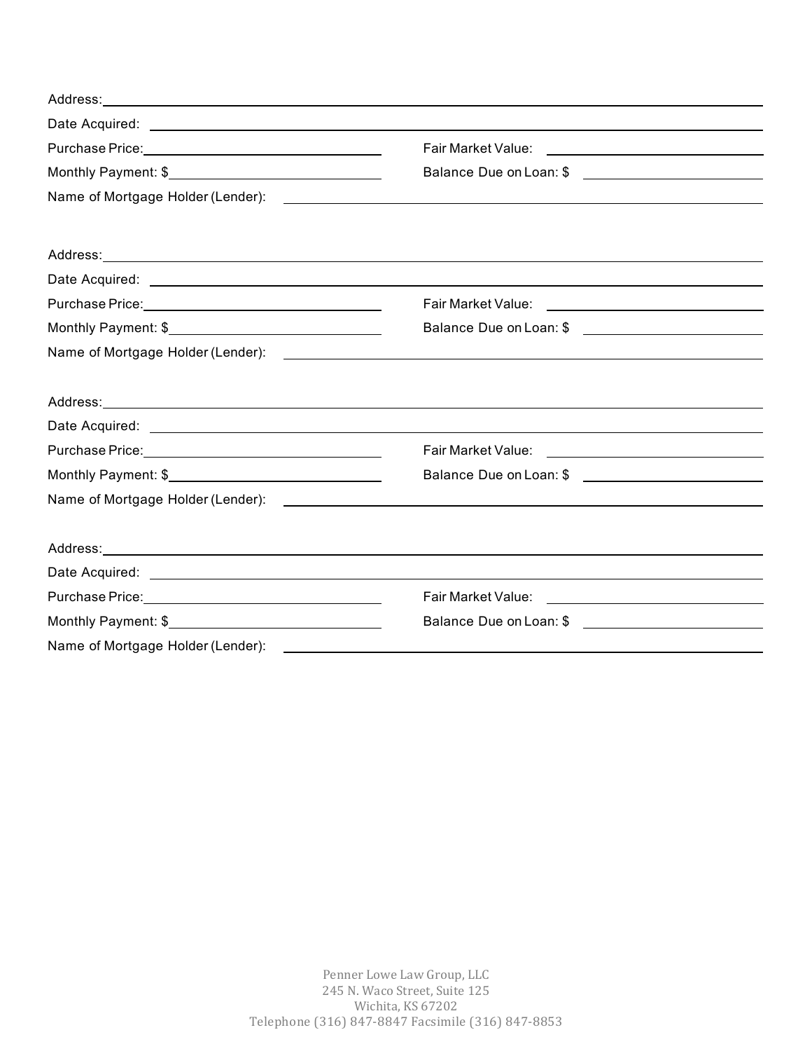Address: ______________________________________________

Date Acquired: ______________________________________________

Purchase Price: ____________________ Fair Market Value: ____________________

Monthly Payment: $____________________ Balance Due on Loan: $ ____________________

Name of Mortgage Holder (Lender): ______________________________________________

Address: ______________________________________________

Date Acquired: ______________________________________________

Purchase Price: ____________________ Fair Market Value: ____________________

Monthly Payment: $____________________ Balance Due on Loan: $ ____________________

Name of Mortgage Holder (Lender): ______________________________________________

Address: ______________________________________________

Date Acquired: ______________________________________________

Purchase Price: ____________________ Fair Market Value: ____________________

Monthly Payment: $____________________ Balance Due on Loan: $ ____________________

Name of Mortgage Holder (Lender): ______________________________________________

Address: ______________________________________________

Date Acquired: ______________________________________________

Purchase Price: ____________________ Fair Market Value: ____________________

Monthly Payment: $____________________ Balance Due on Loan: $ ____________________

Name of Mortgage Holder (Lender): ______________________________________________

Penner Lowe Law Group, LLC
245 N. Waco Street, Suite 125
Wichita, KS 67202
Telephone (316) 847-8847 Facsimile (316) 847-8853